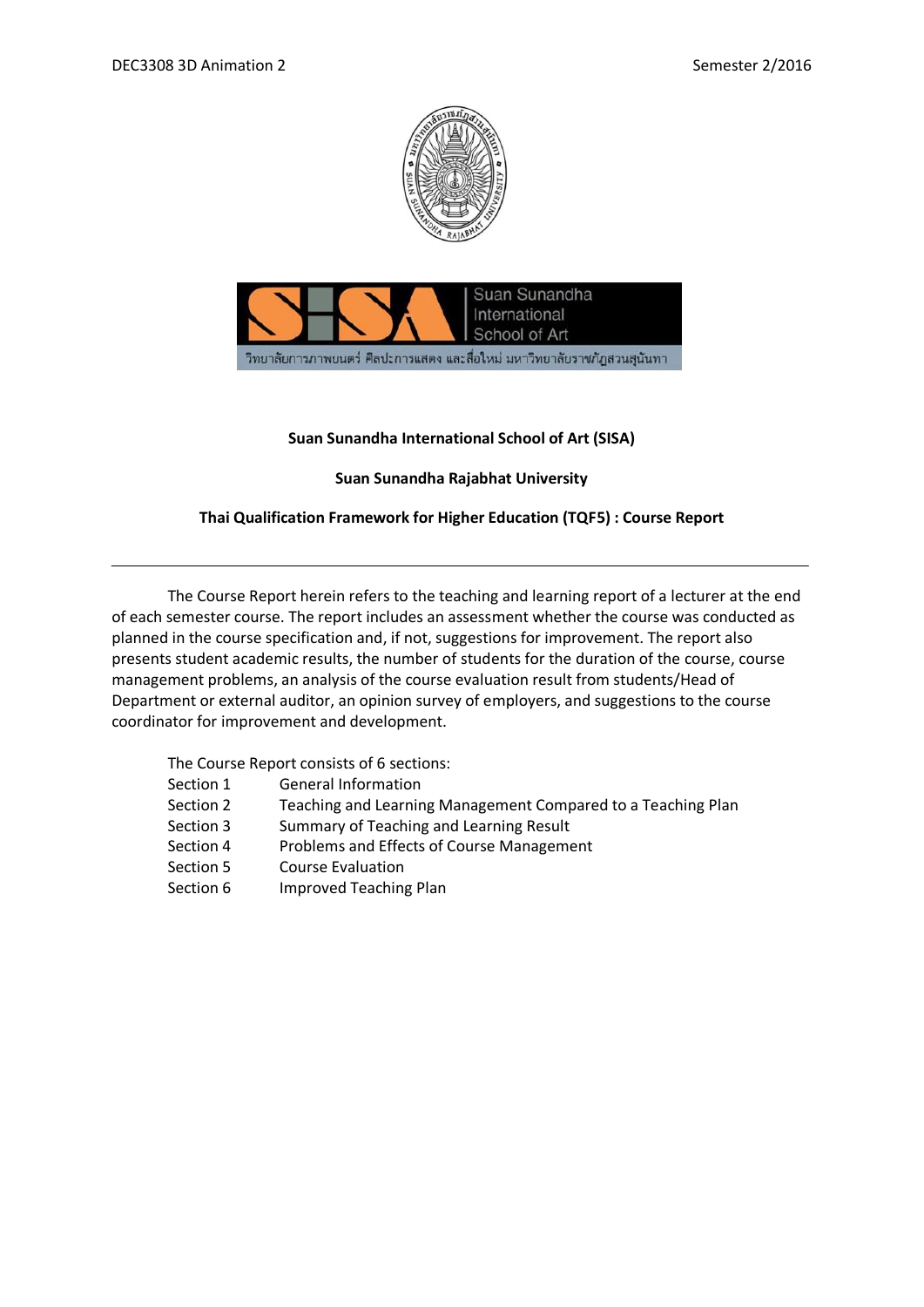Suan Sunandha International School of Art

วิทยาลัยการภาพยนตร์ ศิลปะการแสดง และสื่อใหม่ มหาวิทยาลัยราชภัฏสวนสุนันทา

**Suan Sunandha International School of Art (SISA)**

**Suan Sunandha Rajabhat University**

**Thai Qualification Framework for Higher Education (TQF5) : Course Report**

---

The Course Report herein refers to the teaching and learning report of a lecturer at the end of each semester course. The report includes an assessment whether the course was conducted as planned in the course specification and, if not, suggestions for improvement. The report also presents student academic results, the number of students for the duration of the course, course management problems, an analysis of the course evaluation result from students/Head of Department or external auditor, an opinion survey of employers, and suggestions to the course coordinator for improvement and development.

The Course Report consists of 6 sections:

- Section 1 General Information
- Section 2 Teaching and Learning Management Compared to a Teaching Plan
- Section 3 Summary of Teaching and Learning Result
- Section 4 Problems and Effects of Course Management
- Section 5 Course Evaluation
- Section 6 Improved Teaching Plan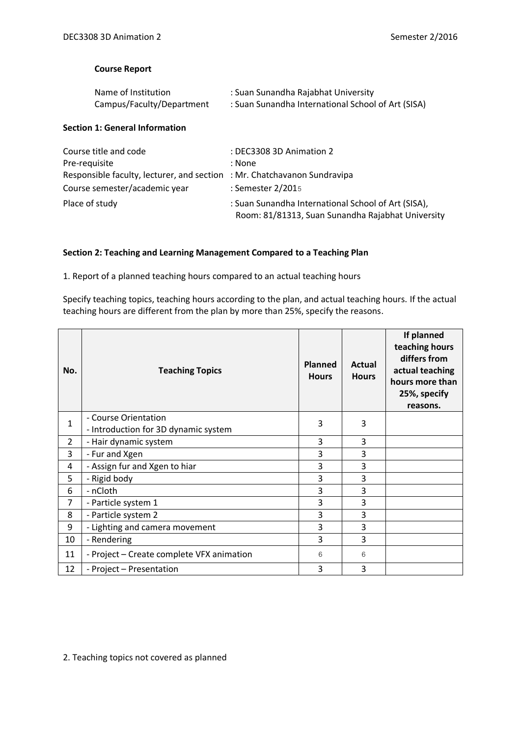**Course Report**

Name of Institution : Suan Sunandha Rajabhat University
Campus/Faculty/Department : Suan Sunandha International School of Art (SISA)

**Section 1: General Information**

Course title and code : DEC3308 3D Animation 2
Pre-requisite : None
Responsible faculty, lecturer, and section : Mr. Chatchavanon Sundravipa
Course semester/academic year : Semester 2/2015
Place of study : Suan Sunandha International School of Art (SISA), Room: 81/81313, Suan Sunandha Rajabhat University

**Section 2: Teaching and Learning Management Compared to a Teaching Plan**

1. Report of a planned teaching hours compared to an actual teaching hours

Specify teaching topics, teaching hours according to the plan, and actual teaching hours. If the actual teaching hours are different from the plan by more than 25%, specify the reasons.

| No. | Teaching Topics | Planned Hours | Actual Hours | If planned teaching hours differs from actual teaching hours more than 25%, specify reasons. |
|---|---|---|---|---|
| 1 | - Course Orientation<br>- Introduction for 3D dynamic system | 3 | 3 | |
| 2 | - Hair dynamic system | 3 | 3 | |
| 3 | - Fur and Xgen | 3 | 3 | |
| 4 | - Assign fur and Xgen to hiar | 3 | 3 | |
| 5 | - Rigid body | 3 | 3 | |
| 6 | - nCloth | 3 | 3 | |
| 7 | - Particle system 1 | 3 | 3 | |
| 8 | - Particle system 2 | 3 | 3 | |
| 9 | - Lighting and camera movement | 3 | 3 | |
| 10 | - Rendering | 3 | 3 | |
| 11 | - Project – Create complete VFX animation | 6 | 6 | |
| 12 | - Project – Presentation | 3 | 3 | |

2. Teaching topics not covered as planned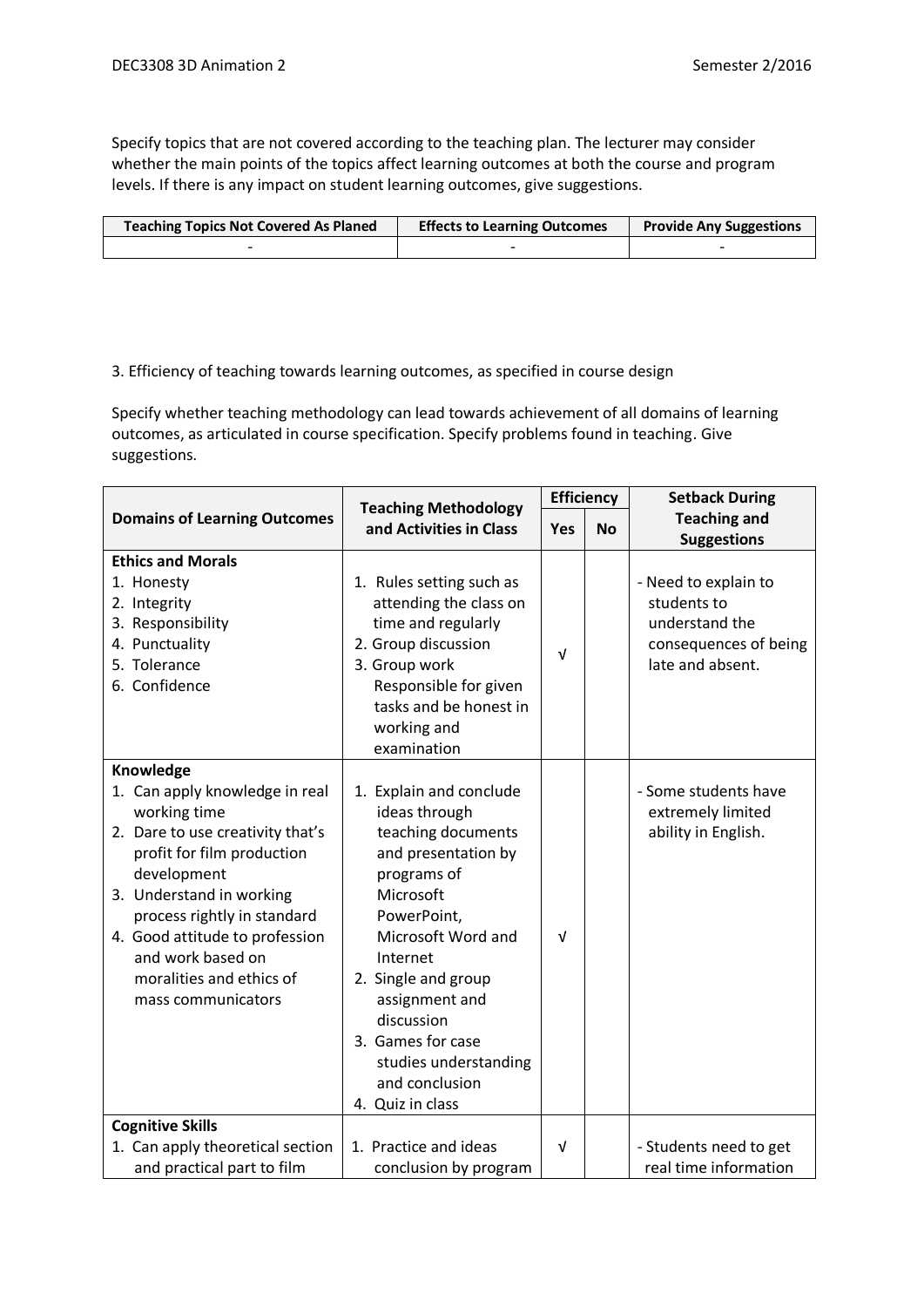Specify topics that are not covered according to the teaching plan. The lecturer may consider whether the main points of the topics affect learning outcomes at both the course and program levels. If there is any impact on student learning outcomes, give suggestions.

| Teaching Topics Not Covered As Planed | Effects to Learning Outcomes | Provide Any Suggestions |
|---|---|---|
| - | - | - |

3. Efficiency of teaching towards learning outcomes, as specified in course design

Specify whether teaching methodology can lead towards achievement of all domains of learning outcomes, as articulated in course specification. Specify problems found in teaching. Give suggestions.

| Domains of Learning Outcomes | Teaching Methodology and Activities in Class | Efficiency | | Setback During Teaching and Suggestions |
|---|---|---|---|---|
| | | Yes | No | |
| **Ethics and Morals**<br>1. Honesty<br>2. Integrity<br>3. Responsibility<br>4. Punctuality<br>5. Tolerance<br>6. Confidence | 1. Rules setting such as attending the class on time and regularly<br>2. Group discussion<br>3. Group work Responsible for given tasks and be honest in working and examination | √ | | - Need to explain to students to understand the consequences of being late and absent. |
| **Knowledge**<br>1. Can apply knowledge in real working time<br>2. Dare to use creativity that's profit for film production development<br>3. Understand in working process rightly in standard<br>4. Good attitude to profession and work based on moralities and ethics of mass communicators | 1. Explain and conclude ideas through teaching documents and presentation by programs of Microsoft PowerPoint, Microsoft Word and Internet<br>2. Single and group assignment and discussion<br>3. Games for case studies understanding and conclusion<br>4. Quiz in class | √ | | - Some students have extremely limited ability in English. |
| **Cognitive Skills**<br>1. Can apply theoretical section and practical part to film | 1. Practice and ideas conclusion by program | √ | | - Students need to get real time information |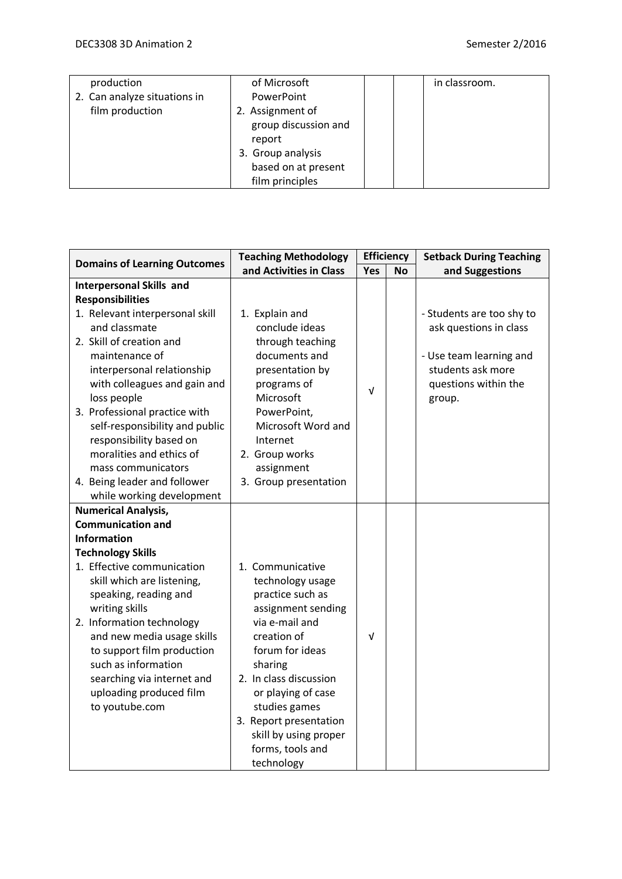| Domains of Learning Outcomes | Teaching Methodology and Activities in Class | Efficiency | | Setback During Teaching and Suggestions |
|---|---|---|---|---|
| | | Yes | No | |
| production<br>2. Can analyze situations in film production | of Microsoft PowerPoint<br>2. Assignment of group discussion and report<br>3. Group analysis based on at present film principles | | | in classroom. |

| Domains of Learning Outcomes | Teaching Methodology and Activities in Class | Efficiency | | Setback During Teaching and Suggestions |
|---|---|---|---|---|
| | | Yes | No | |
| **Interpersonal Skills and Responsibilities**<br>1. Relevant interpersonal skill and classmate<br>2. Skill of creation and maintenance of interpersonal relationship with colleagues and gain and loss people<br>3. Professional practice with self-responsibility and public responsibility based on moralities and ethics of mass communicators<br>4. Being leader and follower while working development | 1. Explain and conclude ideas through teaching documents and presentation by programs of Microsoft PowerPoint, Microsoft Word and Internet<br>2. Group works assignment<br>3. Group presentation | √ | | - Students are too shy to ask questions in class<br>- Use team learning and students ask more questions within the group. |
| **Numerical Analysis, Communication and Information Technology Skills**<br>1. Effective communication skill which are listening, speaking, reading and writing skills<br>2. Information technology and new media usage skills to support film production such as information searching via internet and uploading produced film to youtube.com | 1. Communicative technology usage practice such as assignment sending via e-mail and creation of forum for ideas sharing<br>2. In class discussion or playing of case studies games<br>3. Report presentation skill by using proper forms, tools and technology | √ | | |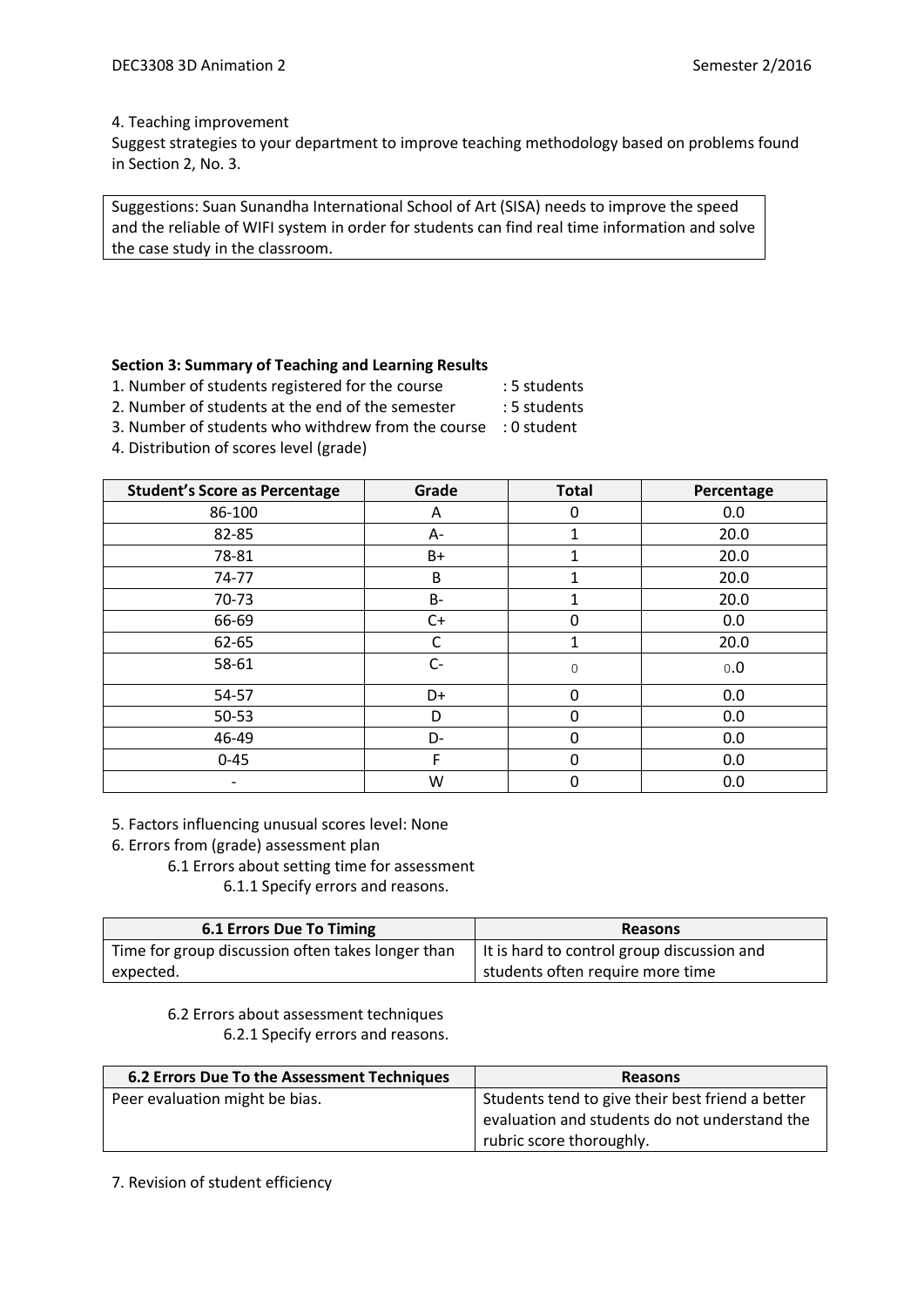4. Teaching improvement

Suggest strategies to your department to improve teaching methodology based on problems found in Section 2, No. 3.

| Suggestions: Suan Sunandha International School of Art (SISA) needs to improve the speed and the reliable of WIFI system in order for students can find real time information and solve the case study in the classroom. |
|---|

**Section 3: Summary of Teaching and Learning Results**

1. Number of students registered for the course : 5 students
2. Number of students at the end of the semester : 5 students
3. Number of students who withdrew from the course : 0 student
4. Distribution of scores level (grade)

| Student's Score as Percentage | Grade | Total | Percentage |
|---|---|---|---|
| 86-100 | A | 0 | 0.0 |
| 82-85 | A- | 1 | 20.0 |
| 78-81 | B+ | 1 | 20.0 |
| 74-77 | B | 1 | 20.0 |
| 70-73 | B- | 1 | 20.0 |
| 66-69 | C+ | 0 | 0.0 |
| 62-65 | C | 1 | 20.0 |
| 58-61 | C- | 0 | 0.0 |
| 54-57 | D+ | 0 | 0.0 |
| 50-53 | D | 0 | 0.0 |
| 46-49 | D- | 0 | 0.0 |
| 0-45 | F | 0 | 0.0 |
| - | W | 0 | 0.0 |

5. Factors influencing unusual scores level: None
6. Errors from (grade) assessment plan
   - 6.1 Errors about setting time for assessment
     - 6.1.1 Specify errors and reasons.

| 6.1 Errors Due To Timing | Reasons |
|---|---|
| Time for group discussion often takes longer than expected. | It is hard to control group discussion and students often require more time |

   - 6.2 Errors about assessment techniques
     - 6.2.1 Specify errors and reasons.

| 6.2 Errors Due To the Assessment Techniques | Reasons |
|---|---|
| Peer evaluation might be bias. | Students tend to give their best friend a better evaluation and students do not understand the rubric score thoroughly. |

7. Revision of student efficiency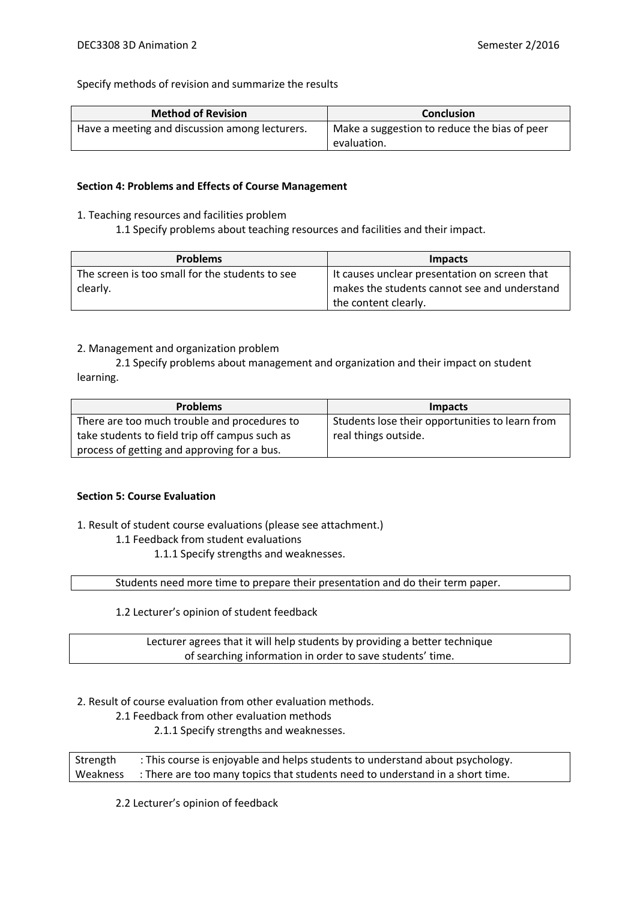Specify methods of revision and summarize the results

| Method of Revision | Conclusion |
|---|---|
| Have a meeting and discussion among lecturers. | Make a suggestion to reduce the bias of peer evaluation. |

**Section 4: Problems and Effects of Course Management**

1. Teaching resources and facilities problem

    1.1 Specify problems about teaching resources and facilities and their impact.

| Problems | Impacts |
|---|---|
| The screen is too small for the students to see clearly. | It causes unclear presentation on screen that makes the students cannot see and understand the content clearly. |

2. Management and organization problem

    2.1 Specify problems about management and organization and their impact on student learning.

| Problems | Impacts |
|---|---|
| There are too much trouble and procedures to take students to field trip off campus such as process of getting and approving for a bus. | Students lose their opportunities to learn from real things outside. |

**Section 5: Course Evaluation**

1. Result of student course evaluations (please see attachment.)

    1.1 Feedback from student evaluations

        1.1.1 Specify strengths and weaknesses.

| Students need more time to prepare their presentation and do their term paper. |
|---|

    1.2 Lecturer's opinion of student feedback

| Lecturer agrees that it will help students by providing a better technique of searching information in order to save students' time. |
|---|

2. Result of course evaluation from other evaluation methods.

    2.1 Feedback from other evaluation methods

        2.1.1 Specify strengths and weaknesses.

| | |
|---|---|
| Strength | : This course is enjoyable and helps students to understand about psychology. |
| Weakness | : There are too many topics that students need to understand in a short time. |

    2.2 Lecturer's opinion of feedback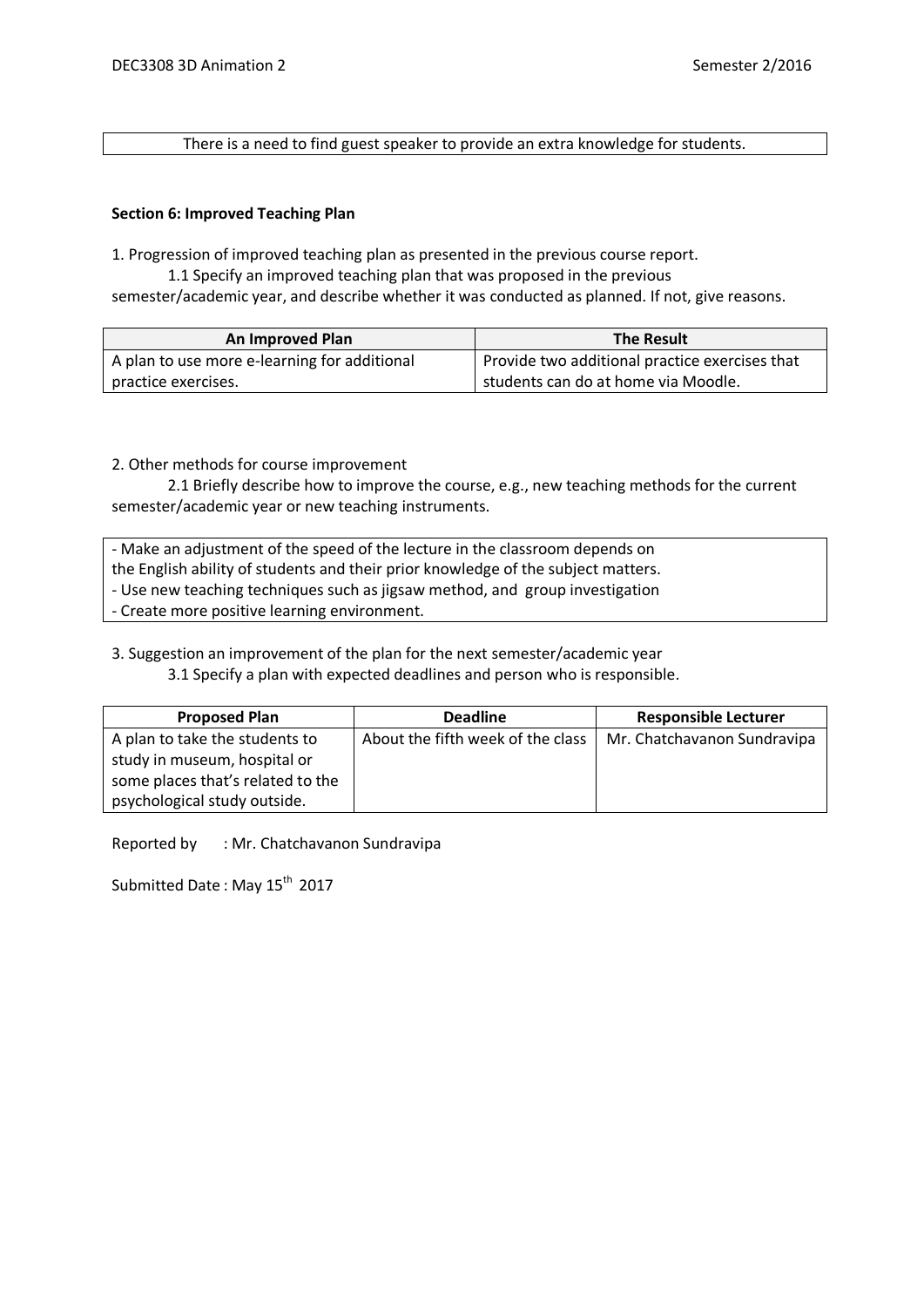There is a need to find guest speaker to provide an extra knowledge for students.

**Section 6: Improved Teaching Plan**

1. Progression of improved teaching plan as presented in the previous course report.

1.1 Specify an improved teaching plan that was proposed in the previous semester/academic year, and describe whether it was conducted as planned. If not, give reasons.

| An Improved Plan | The Result |
| --- | --- |
| A plan to use more e-learning for additional practice exercises. | Provide two additional practice exercises that students can do at home via Moodle. |

2. Other methods for course improvement

2.1 Briefly describe how to improve the course, e.g., new teaching methods for the current semester/academic year or new teaching instruments.

- Make an adjustment of the speed of the lecture in the classroom depends on the English ability of students and their prior knowledge of the subject matters.
- Use new teaching techniques such as jigsaw method, and group investigation
- Create more positive learning environment.

3. Suggestion an improvement of the plan for the next semester/academic year

3.1 Specify a plan with expected deadlines and person who is responsible.

| Proposed Plan | Deadline | Responsible Lecturer |
| --- | --- | --- |
| A plan to take the students to study in museum, hospital or some places that's related to the psychological study outside. | About the fifth week of the class | Mr. Chatchavanon Sundravipa |

Reported by : Mr. Chatchavanon Sundravipa

Submitted Date : May 15th 2017